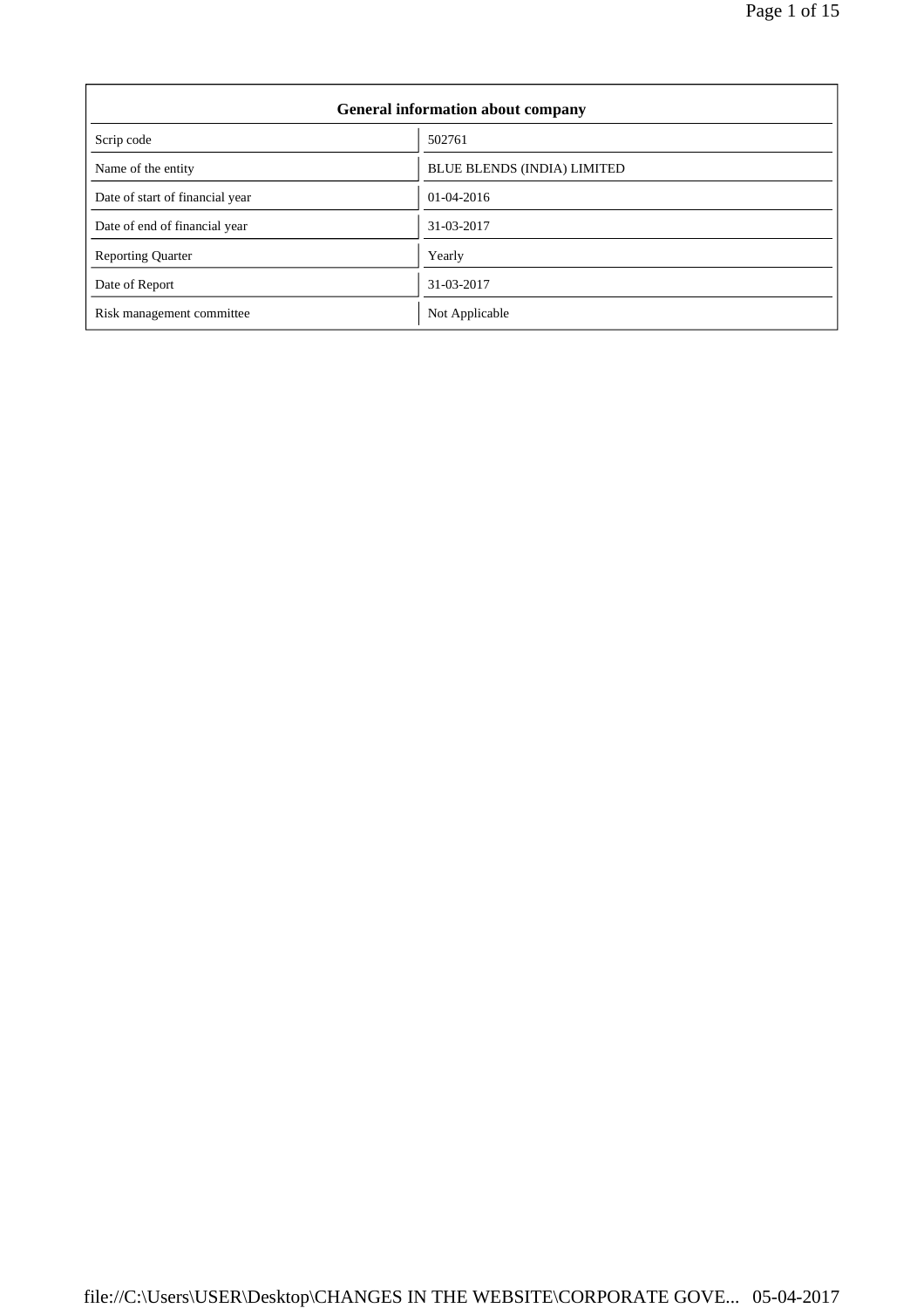| General information about company | |
|---|---|
| Scrip code | 502761 |
| Name of the entity | BLUE BLENDS (INDIA) LIMITED |
| Date of start of financial year | 01-04-2016 |
| Date of end of financial year | 31-03-2017 |
| Reporting Quarter | Yearly |
| Date of Report | 31-03-2017 |
| Risk management committee | Not Applicable |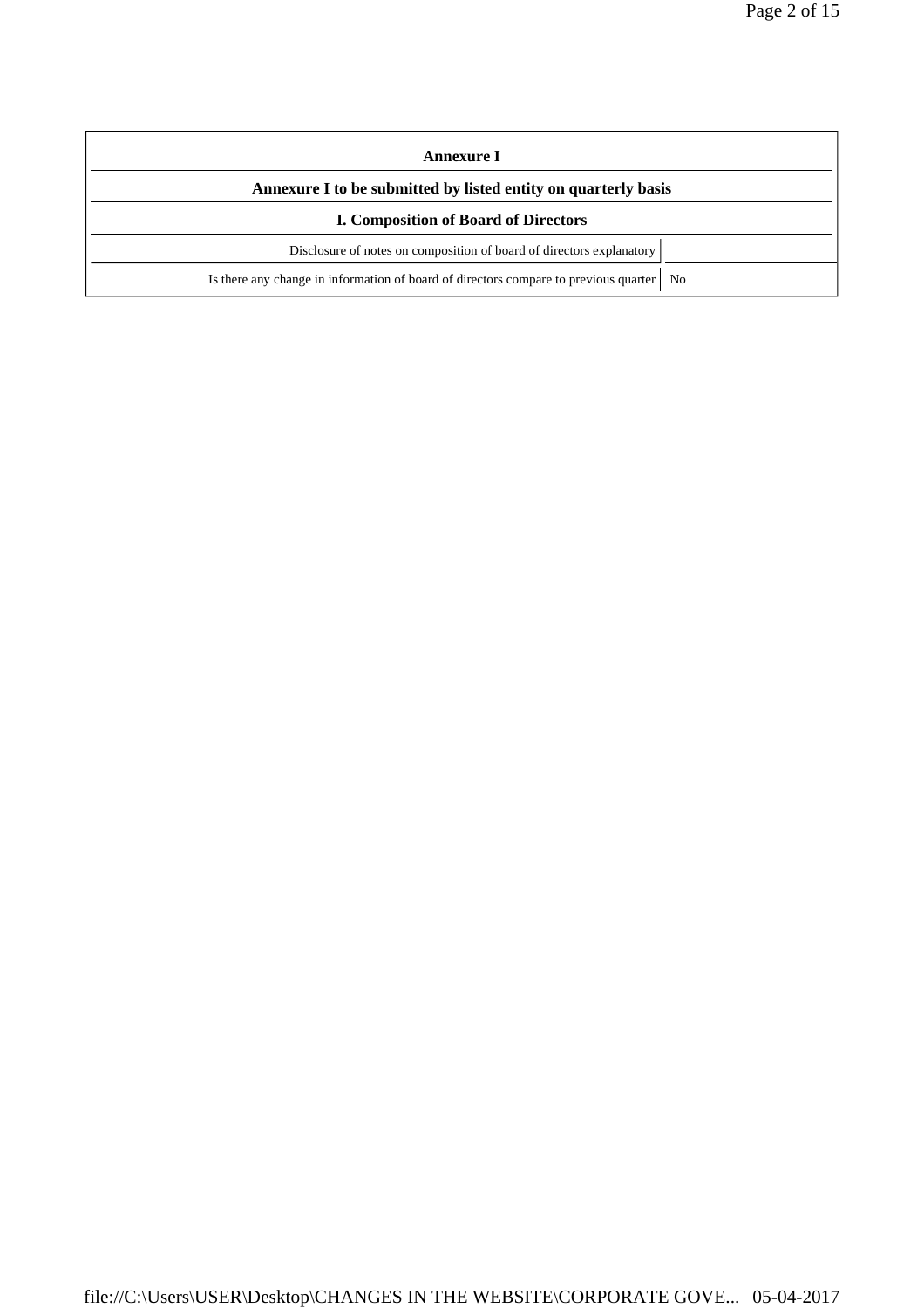| Annexure I | |
|---|---|
| **Annexure I to be submitted by listed entity on quarterly basis** | |
| **I. Composition of Board of Directors** | |
| Disclosure of notes on composition of board of directors explanatory | |
| Is there any change in information of board of directors compare to previous quarter | No |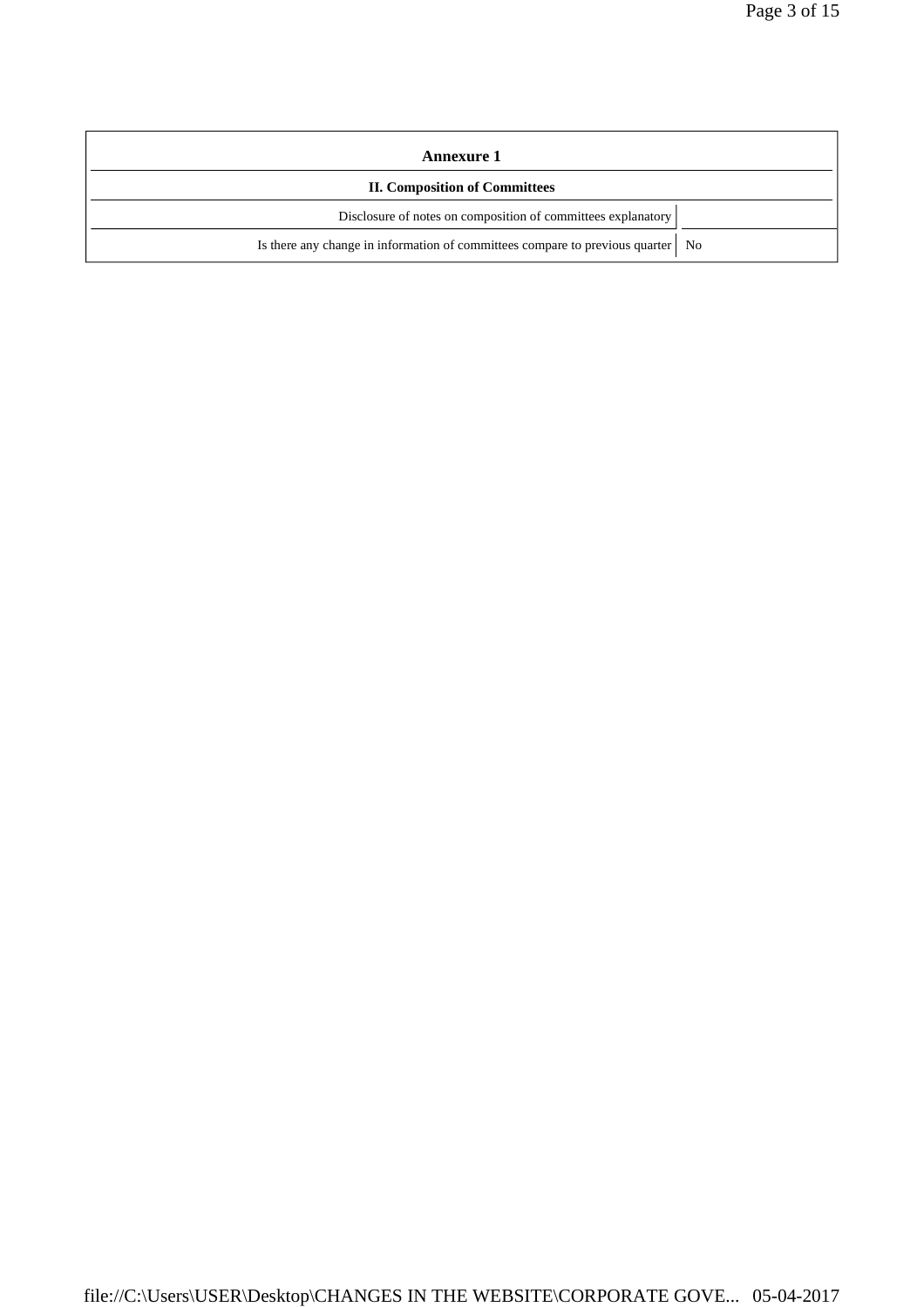| Annexure 1 | |
|---|---|
| **II. Composition of Committees** | |
| Disclosure of notes on composition of committees explanatory | |
| Is there any change in information of committees compare to previous quarter | No |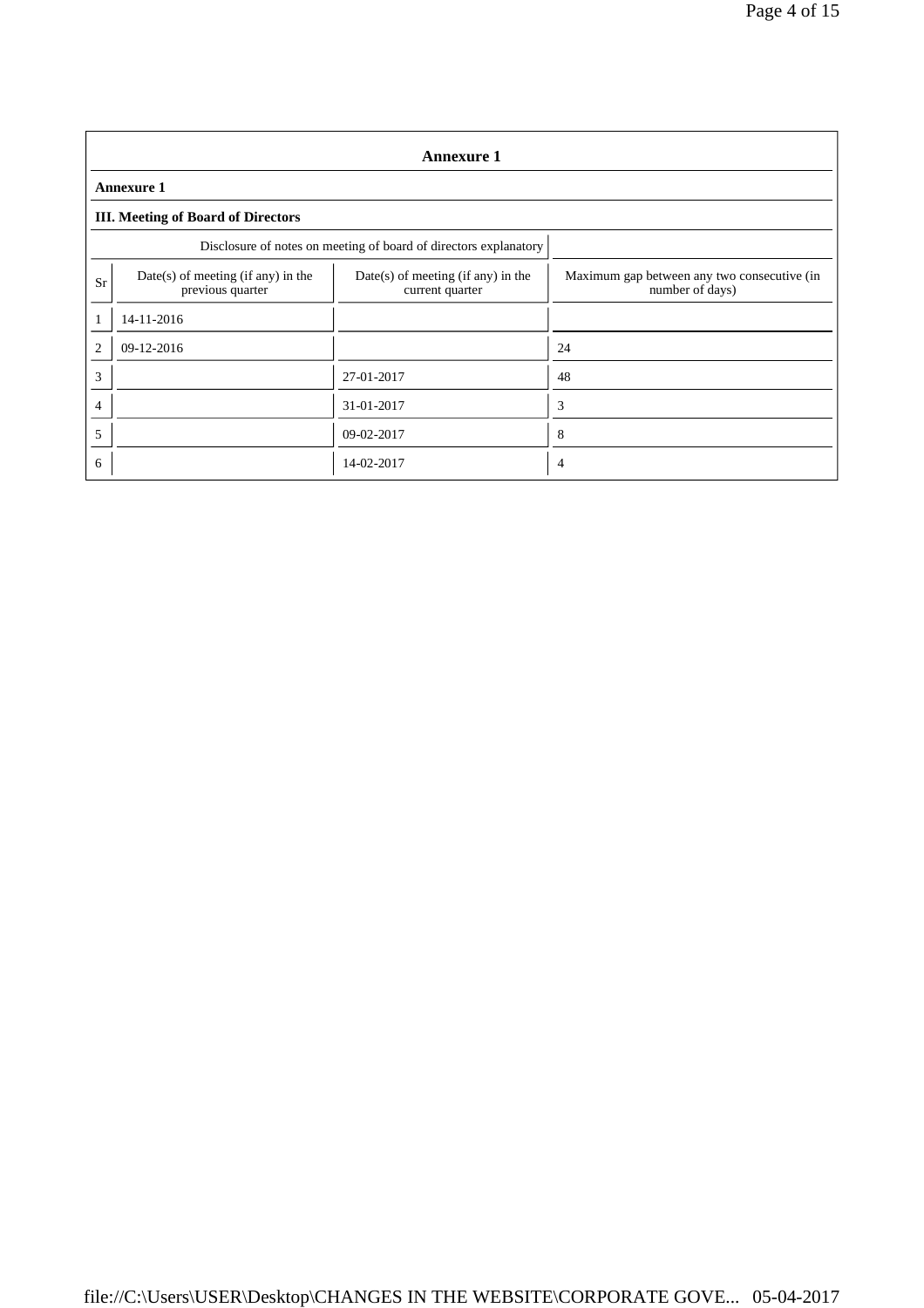## Annexure 1

### Annexure 1

### III. Meeting of Board of Directors

Disclosure of notes on meeting of board of directors explanatory

| Sr | Date(s) of meeting (if any) in the previous quarter | Date(s) of meeting (if any) in the current quarter | Maximum gap between any two consecutive (in number of days) |
|---|---|---|---|
| 1 | 14-11-2016 | | |
| 2 | 09-12-2016 | | 24 |
| 3 | | 27-01-2017 | 48 |
| 4 | | 31-01-2017 | 3 |
| 5 | | 09-02-2017 | 8 |
| 6 | | 14-02-2017 | 4 |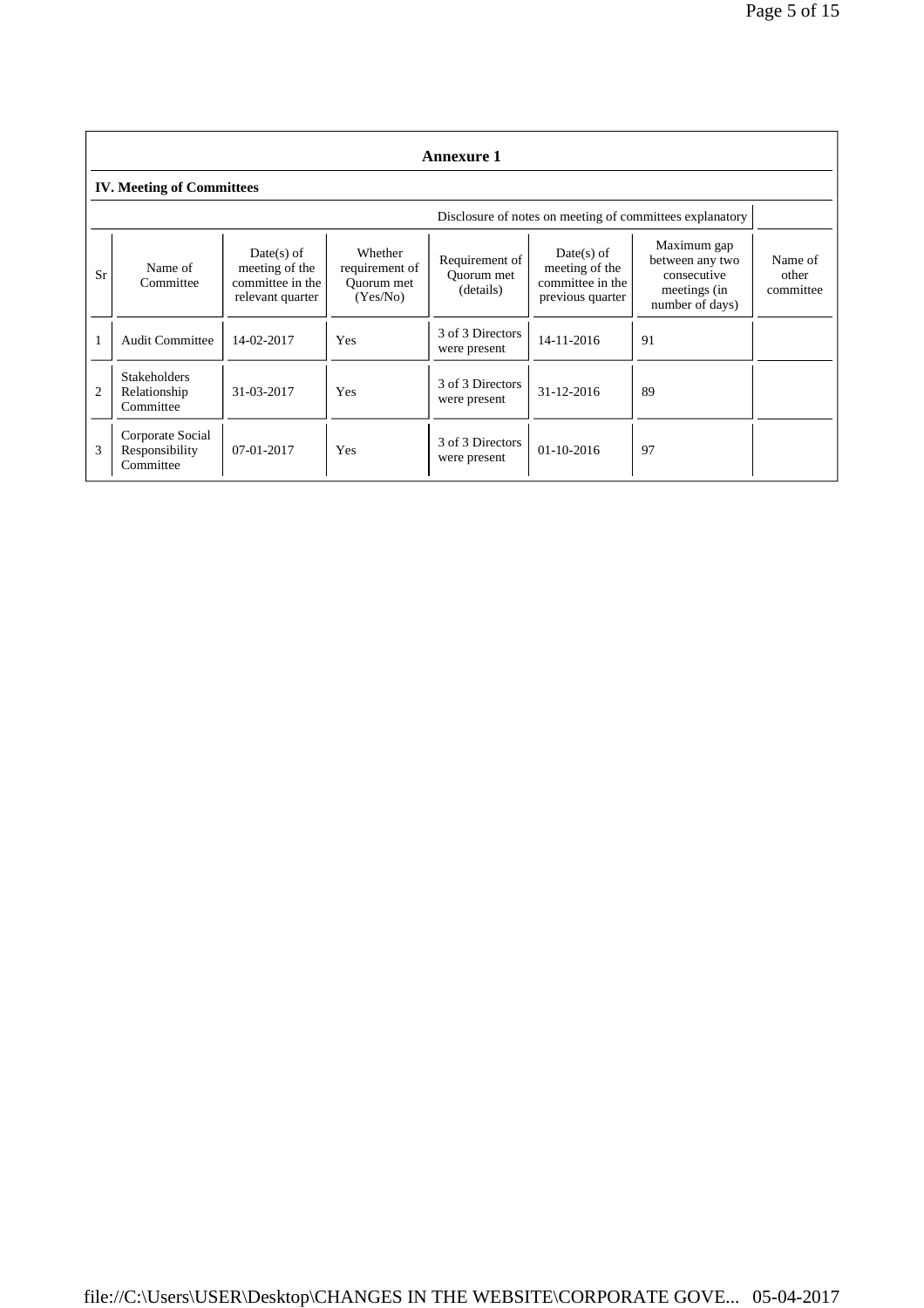## Annexure 1

### IV. Meeting of Committees

Disclosure of notes on meeting of committees explanatory

| Sr | Name of Committee | Date(s) of meeting of the committee in the relevant quarter | Whether requirement of Quorum met (Yes/No) | Requirement of Quorum met (details) | Date(s) of meeting of the committee in the previous quarter | Maximum gap between any two consecutive meetings (in number of days) | Name of other committee |
|---|---|---|---|---|---|---|---|
| 1 | Audit Committee | 14-02-2017 | Yes | 3 of 3 Directors were present | 14-11-2016 | 91 | |
| 2 | Stakeholders Relationship Committee | 31-03-2017 | Yes | 3 of 3 Directors were present | 31-12-2016 | 89 | |
| 3 | Corporate Social Responsibility Committee | 07-01-2017 | Yes | 3 of 3 Directors were present | 01-10-2016 | 97 | |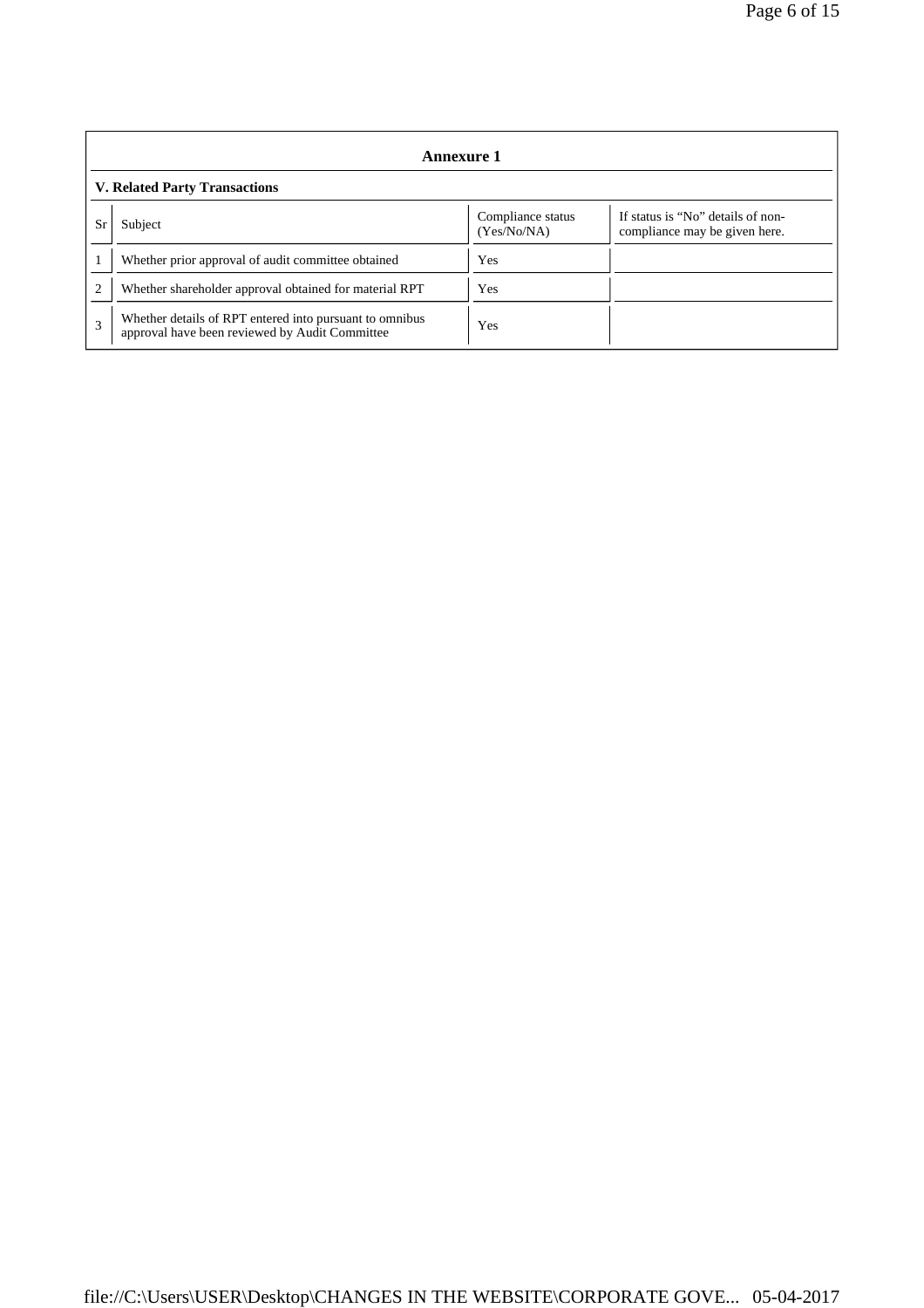## Annexure 1

### V. Related Party Transactions

| Sr | Subject | Compliance status (Yes/No/NA) | If status is "No" details of non-compliance may be given here. |
|---|---|---|---|
| 1 | Whether prior approval of audit committee obtained | Yes | |
| 2 | Whether shareholder approval obtained for material RPT | Yes | |
| 3 | Whether details of RPT entered into pursuant to omnibus approval have been reviewed by Audit Committee | Yes | |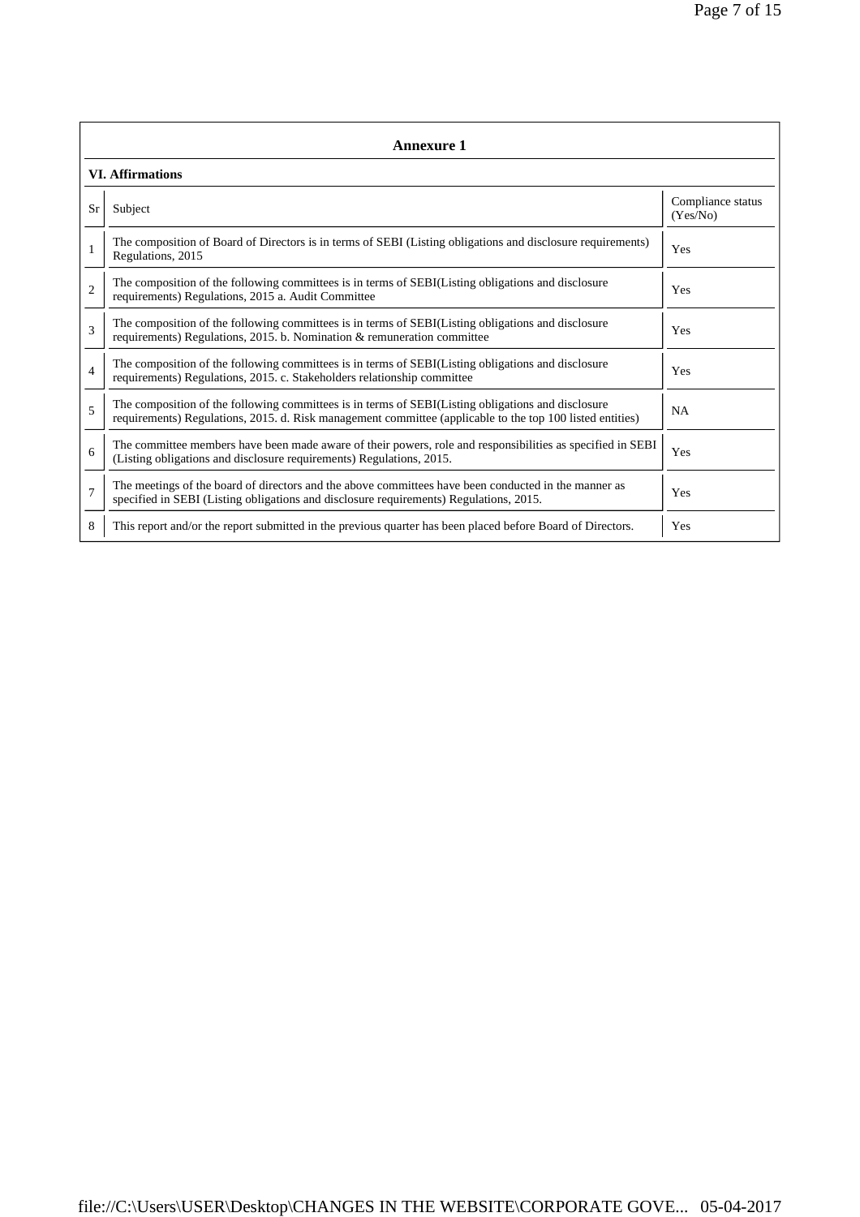## Annexure 1

### VI. Affirmations

| Sr | Subject | Compliance status (Yes/No) |
|---|---|---|
| 1 | The composition of Board of Directors is in terms of SEBI (Listing obligations and disclosure requirements) Regulations, 2015 | Yes |
| 2 | The composition of the following committees is in terms of SEBI(Listing obligations and disclosure requirements) Regulations, 2015 a. Audit Committee | Yes |
| 3 | The composition of the following committees is in terms of SEBI(Listing obligations and disclosure requirements) Regulations, 2015. b. Nomination & remuneration committee | Yes |
| 4 | The composition of the following committees is in terms of SEBI(Listing obligations and disclosure requirements) Regulations, 2015. c. Stakeholders relationship committee | Yes |
| 5 | The composition of the following committees is in terms of SEBI(Listing obligations and disclosure requirements) Regulations, 2015. d. Risk management committee (applicable to the top 100 listed entities) | NA |
| 6 | The committee members have been made aware of their powers, role and responsibilities as specified in SEBI (Listing obligations and disclosure requirements) Regulations, 2015. | Yes |
| 7 | The meetings of the board of directors and the above committees have been conducted in the manner as specified in SEBI (Listing obligations and disclosure requirements) Regulations, 2015. | Yes |
| 8 | This report and/or the report submitted in the previous quarter has been placed before Board of Directors. | Yes |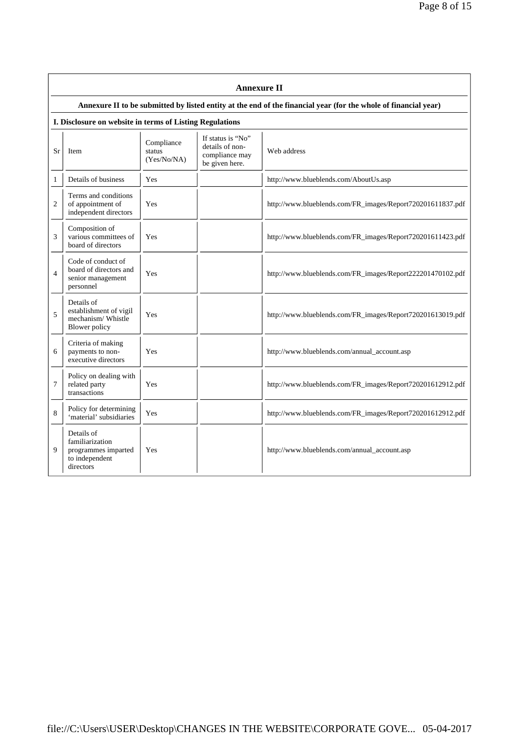## Annexure II

**Annexure II to be submitted by listed entity at the end of the financial year (for the whole of financial year)**

**I. Disclosure on website in terms of Listing Regulations**

| Sr | Item | Compliance status (Yes/No/NA) | If status is "No" details of non-compliance may be given here. | Web address |
|---|---|---|---|---|
| 1 | Details of business | Yes | | http://www.blueblends.com/AboutUs.asp |
| 2 | Terms and conditions of appointment of independent directors | Yes | | http://www.blueblends.com/FR_images/Report720201611837.pdf |
| 3 | Composition of various committees of board of directors | Yes | | http://www.blueblends.com/FR_images/Report720201611423.pdf |
| 4 | Code of conduct of board of directors and senior management personnel | Yes | | http://www.blueblends.com/FR_images/Report222201470102.pdf |
| 5 | Details of establishment of vigil mechanism/ Whistle Blower policy | Yes | | http://www.blueblends.com/FR_images/Report720201613019.pdf |
| 6 | Criteria of making payments to non-executive directors | Yes | | http://www.blueblends.com/annual_account.asp |
| 7 | Policy on dealing with related party transactions | Yes | | http://www.blueblends.com/FR_images/Report720201612912.pdf |
| 8 | Policy for determining 'material' subsidiaries | Yes | | http://www.blueblends.com/FR_images/Report720201612912.pdf |
| 9 | Details of familiarization programmes imparted to independent directors | Yes | | http://www.blueblends.com/annual_account.asp |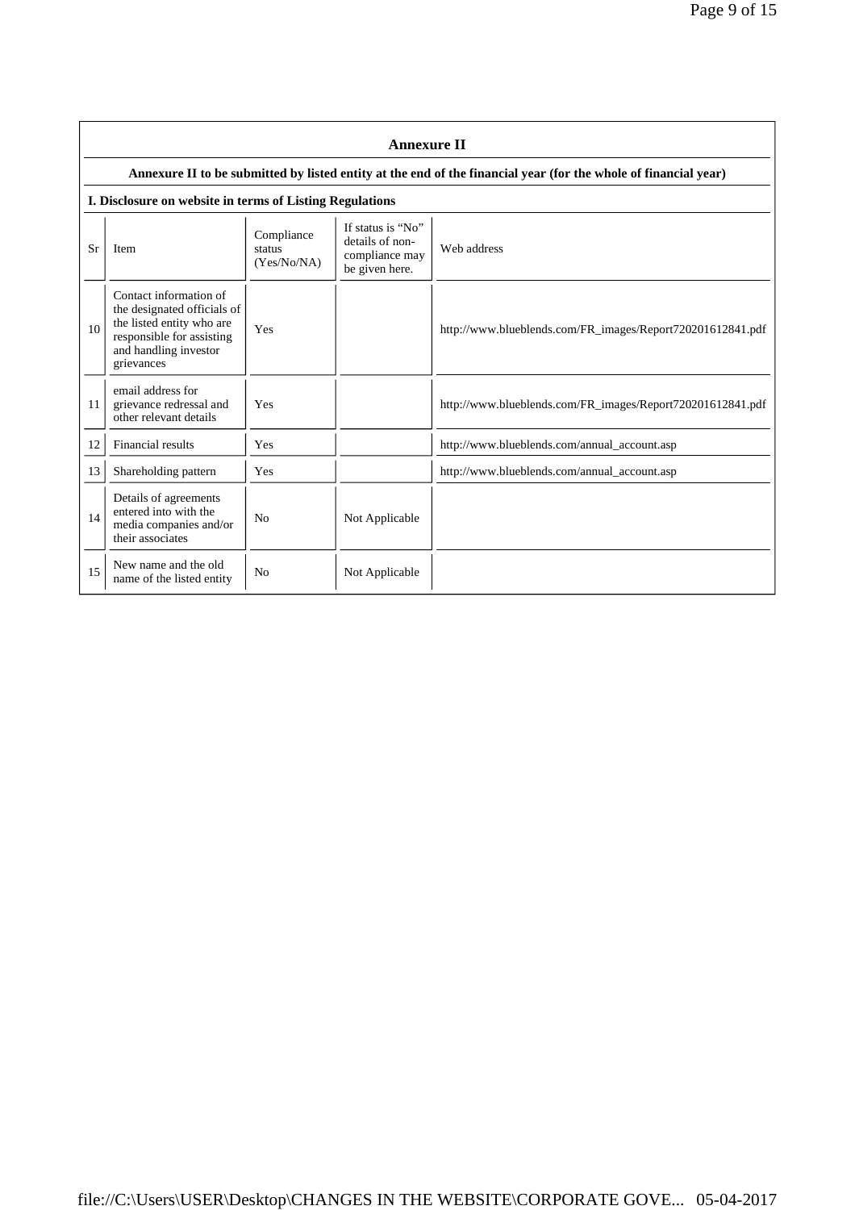## Annexure II

**Annexure II to be submitted by listed entity at the end of the financial year (for the whole of financial year)**

**I. Disclosure on website in terms of Listing Regulations**

| Sr | Item | Compliance status (Yes/No/NA) | If status is "No" details of non-compliance may be given here. | Web address |
|---|---|---|---|---|
| 10 | Contact information of the designated officials of the listed entity who are responsible for assisting and handling investor grievances | Yes | | http://www.blueblends.com/FR_images/Report720201612841.pdf |
| 11 | email address for grievance redressal and other relevant details | Yes | | http://www.blueblends.com/FR_images/Report720201612841.pdf |
| 12 | Financial results | Yes | | http://www.blueblends.com/annual_account.asp |
| 13 | Shareholding pattern | Yes | | http://www.blueblends.com/annual_account.asp |
| 14 | Details of agreements entered into with the media companies and/or their associates | No | Not Applicable | |
| 15 | New name and the old name of the listed entity | No | Not Applicable | |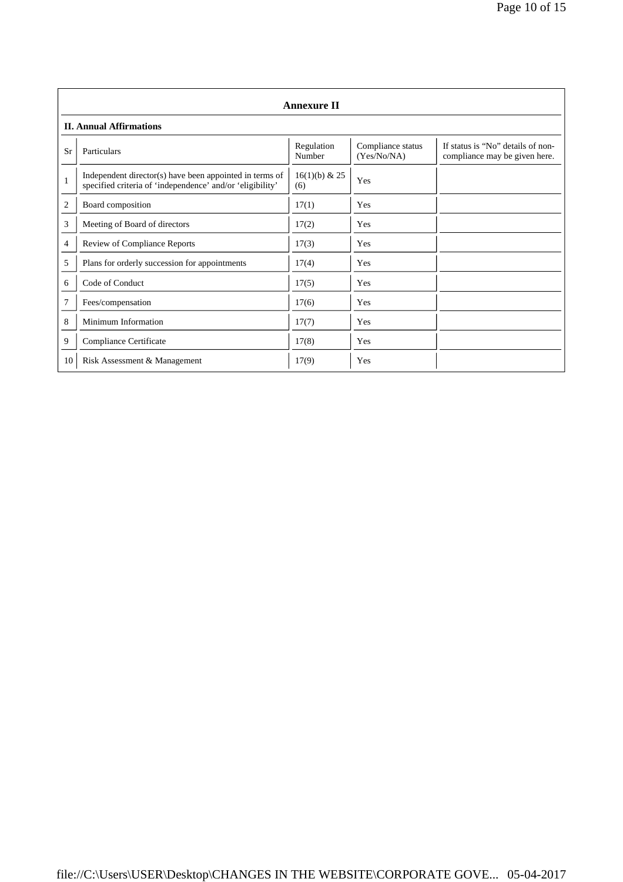## Annexure II

### II. Annual Affirmations

| Sr | Particulars | Regulation Number | Compliance status (Yes/No/NA) | If status is "No" details of non-compliance may be given here. |
|---|---|---|---|---|
| 1 | Independent director(s) have been appointed in terms of specified criteria of 'independence' and/or 'eligibility' | 16(1)(b) & 25 (6) | Yes | |
| 2 | Board composition | 17(1) | Yes | |
| 3 | Meeting of Board of directors | 17(2) | Yes | |
| 4 | Review of Compliance Reports | 17(3) | Yes | |
| 5 | Plans for orderly succession for appointments | 17(4) | Yes | |
| 6 | Code of Conduct | 17(5) | Yes | |
| 7 | Fees/compensation | 17(6) | Yes | |
| 8 | Minimum Information | 17(7) | Yes | |
| 9 | Compliance Certificate | 17(8) | Yes | |
| 10 | Risk Assessment & Management | 17(9) | Yes | |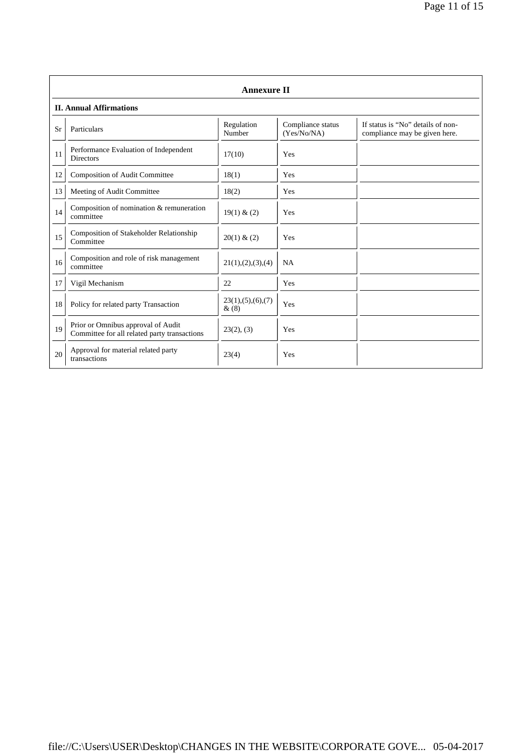## Annexure II

**II. Annual Affirmations**

| Sr | Particulars | Regulation Number | Compliance status (Yes/No/NA) | If status is "No" details of non-compliance may be given here. |
|---|---|---|---|---|
| 11 | Performance Evaluation of Independent Directors | 17(10) | Yes | |
| 12 | Composition of Audit Committee | 18(1) | Yes | |
| 13 | Meeting of Audit Committee | 18(2) | Yes | |
| 14 | Composition of nomination & remuneration committee | 19(1) & (2) | Yes | |
| 15 | Composition of Stakeholder Relationship Committee | 20(1) & (2) | Yes | |
| 16 | Composition and role of risk management committee | 21(1),(2),(3),(4) | NA | |
| 17 | Vigil Mechanism | 22 | Yes | |
| 18 | Policy for related party Transaction | 23(1),(5),(6),(7) & (8) | Yes | |
| 19 | Prior or Omnibus approval of Audit Committee for all related party transactions | 23(2), (3) | Yes | |
| 20 | Approval for material related party transactions | 23(4) | Yes | |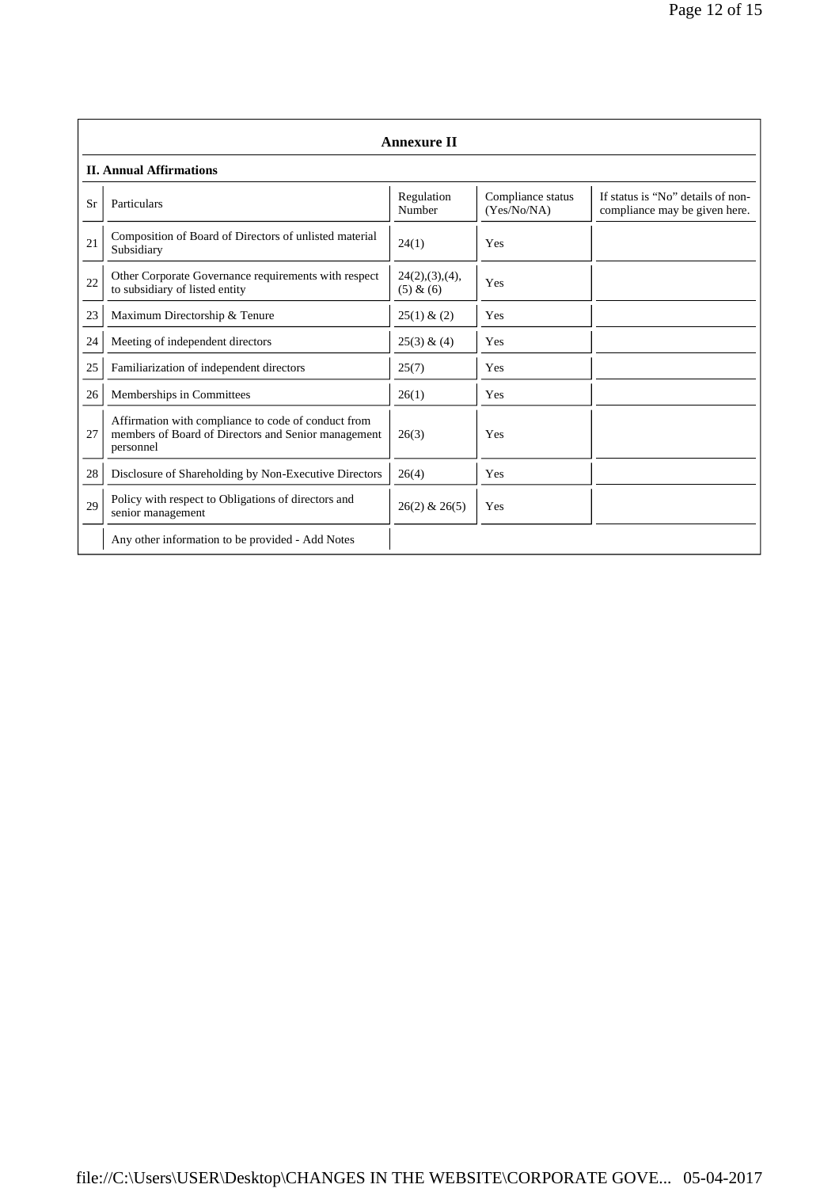## Annexure II

### II. Annual Affirmations

| Sr | Particulars | Regulation Number | Compliance status (Yes/No/NA) | If status is "No" details of non-compliance may be given here. |
|---|---|---|---|---|
| 21 | Composition of Board of Directors of unlisted material Subsidiary | 24(1) | Yes | |
| 22 | Other Corporate Governance requirements with respect to subsidiary of listed entity | 24(2),(3),(4), (5) & (6) | Yes | |
| 23 | Maximum Directorship & Tenure | 25(1) & (2) | Yes | |
| 24 | Meeting of independent directors | 25(3) & (4) | Yes | |
| 25 | Familiarization of independent directors | 25(7) | Yes | |
| 26 | Memberships in Committees | 26(1) | Yes | |
| 27 | Affirmation with compliance to code of conduct from members of Board of Directors and Senior management personnel | 26(3) | Yes | |
| 28 | Disclosure of Shareholding by Non-Executive Directors | 26(4) | Yes | |
| 29 | Policy with respect to Obligations of directors and senior management | 26(2) & 26(5) | Yes | |
| | Any other information to be provided - Add Notes | | | |

file://C:\Users\USER\Desktop\CHANGES IN THE WEBSITE\CORPORATE GOVE... 05-04-2017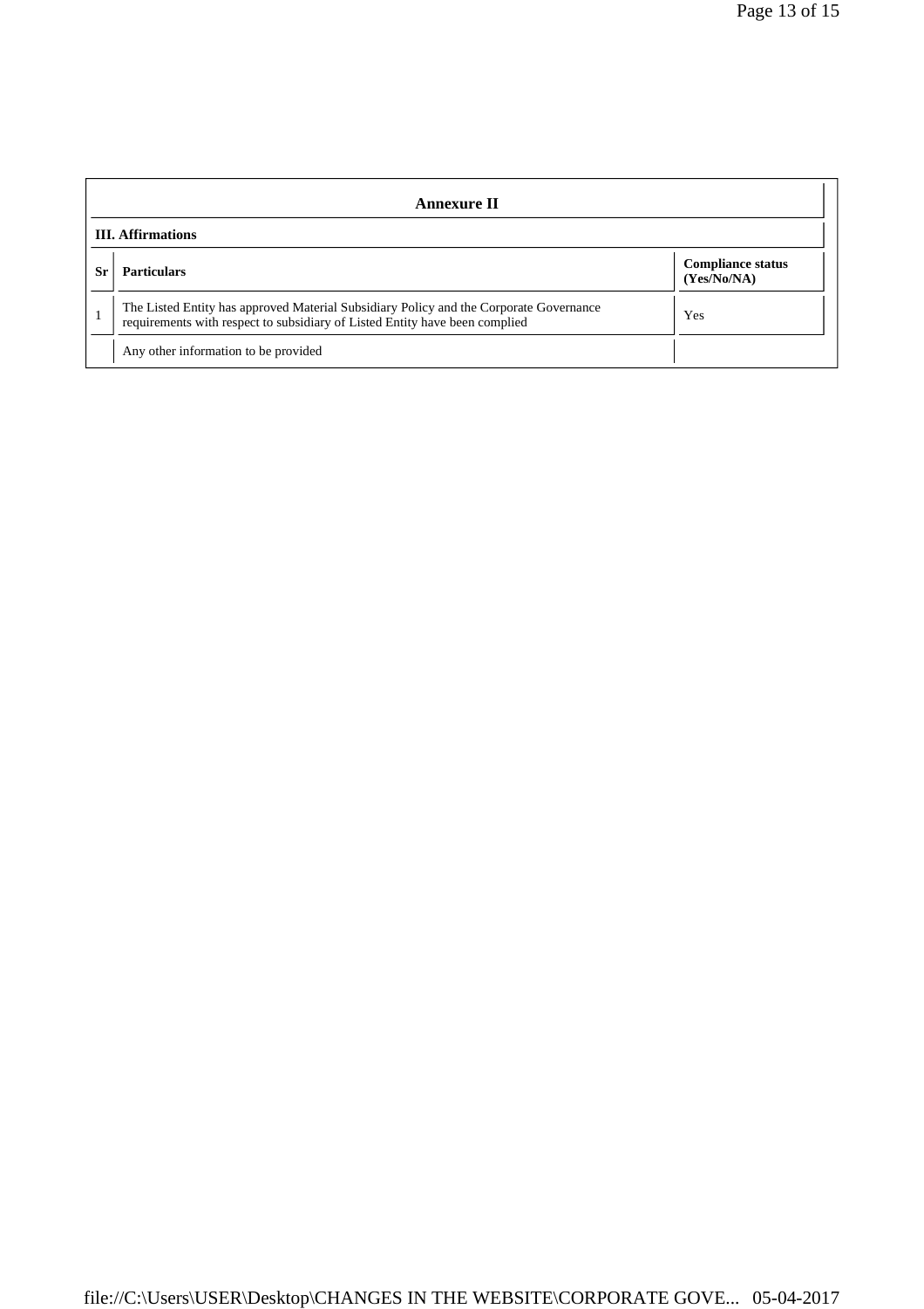## Annexure II

**III. Affirmations**

| Sr | Particulars | Compliance status (Yes/No/NA) |
|---|---|---|
| 1 | The Listed Entity has approved Material Subsidiary Policy and the Corporate Governance requirements with respect to subsidiary of Listed Entity have been complied | Yes |
| | Any other information to be provided | |

file://C:\Users\USER\Desktop\CHANGES IN THE WEBSITE\CORPORATE GOVE... 05-04-2017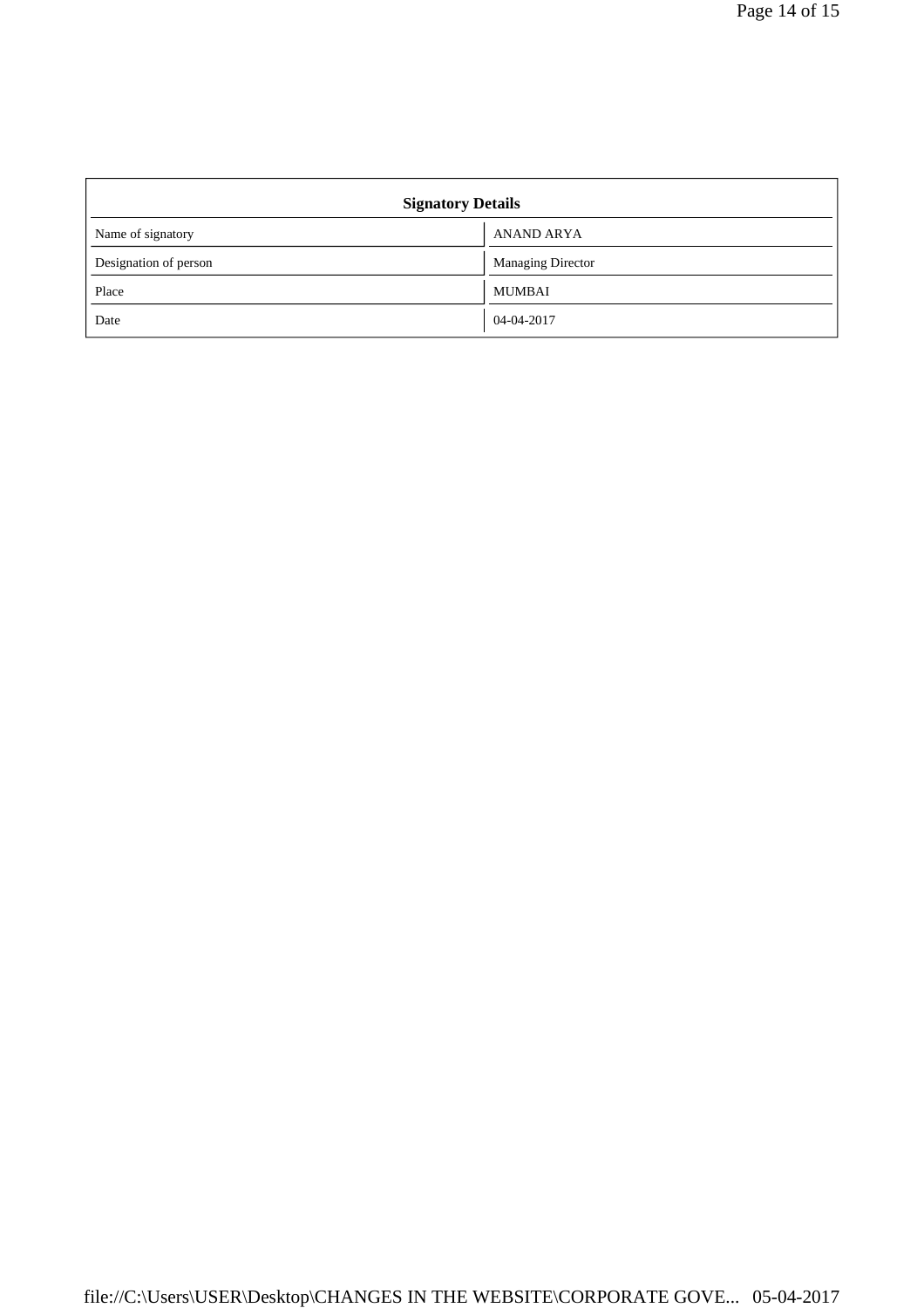| Signatory Details | |
|---|---|
| Name of signatory | ANAND ARYA |
| Designation of person | Managing Director |
| Place | MUMBAI |
| Date | 04-04-2017 |